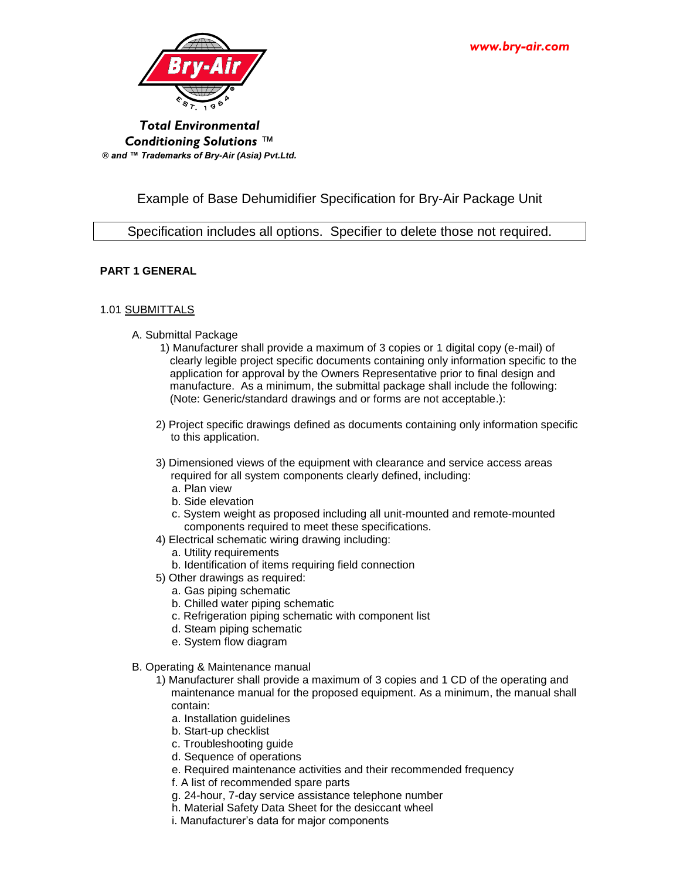www.bry-air.com

***Total Environmental Conditioning Solutions*** ™

***® and ™ Trademarks of Bry-Air (Asia) Pvt.Ltd.***

Example of Base Dehumidifier Specification for Bry-Air Package Unit

Specification includes all options. Specifier to delete those not required.

**PART 1 GENERAL**

1.01 SUBMITTALS

A. Submittal Package

1) Manufacturer shall provide a maximum of 3 copies or 1 digital copy (e-mail) of clearly legible project specific documents containing only information specific to the application for approval by the Owners Representative prior to final design and manufacture. As a minimum, the submittal package shall include the following: (Note: Generic/standard drawings and or forms are not acceptable.):

2) Project specific drawings defined as documents containing only information specific to this application.

3) Dimensioned views of the equipment with clearance and service access areas required for all system components clearly defined, including:
   a. Plan view
   b. Side elevation
   c. System weight as proposed including all unit-mounted and remote-mounted components required to meet these specifications.

4) Electrical schematic wiring drawing including:
   a. Utility requirements
   b. Identification of items requiring field connection

5) Other drawings as required:
   a. Gas piping schematic
   b. Chilled water piping schematic
   c. Refrigeration piping schematic with component list
   d. Steam piping schematic
   e. System flow diagram

B. Operating & Maintenance manual

1) Manufacturer shall provide a maximum of 3 copies and 1 CD of the operating and maintenance manual for the proposed equipment. As a minimum, the manual shall contain:
   a. Installation guidelines
   b. Start-up checklist
   c. Troubleshooting guide
   d. Sequence of operations
   e. Required maintenance activities and their recommended frequency
   f. A list of recommended spare parts
   g. 24-hour, 7-day service assistance telephone number
   h. Material Safety Data Sheet for the desiccant wheel
   i. Manufacturer's data for major components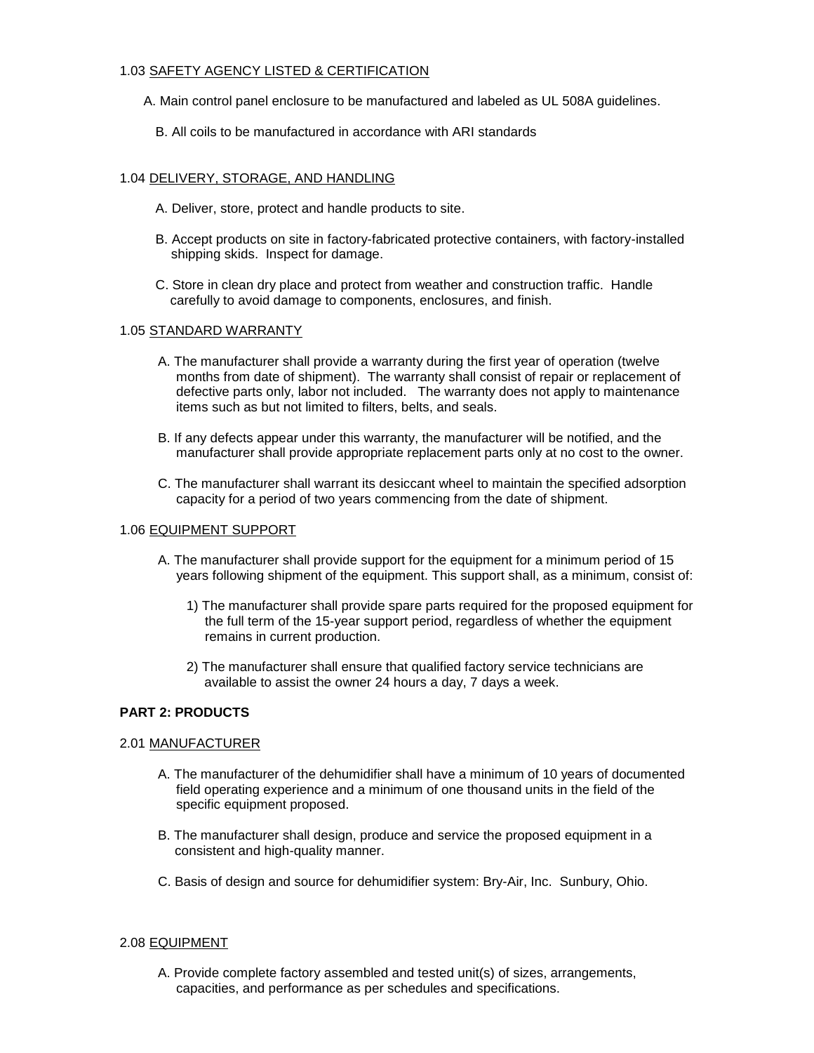1.03 <u>SAFETY AGENCY LISTED & CERTIFICATION</u>

A. Main control panel enclosure to be manufactured and labeled as UL 508A guidelines.

B. All coils to be manufactured in accordance with ARI standards

1.04 <u>DELIVERY, STORAGE, AND HANDLING</u>

A. Deliver, store, protect and handle products to site.

B. Accept products on site in factory-fabricated protective containers, with factory-installed shipping skids. Inspect for damage.

C. Store in clean dry place and protect from weather and construction traffic. Handle carefully to avoid damage to components, enclosures, and finish.

1.05 <u>STANDARD WARRANTY</u>

A. The manufacturer shall provide a warranty during the first year of operation (twelve months from date of shipment). The warranty shall consist of repair or replacement of defective parts only, labor not included. The warranty does not apply to maintenance items such as but not limited to filters, belts, and seals.

B. If any defects appear under this warranty, the manufacturer will be notified, and the manufacturer shall provide appropriate replacement parts only at no cost to the owner.

C. The manufacturer shall warrant its desiccant wheel to maintain the specified adsorption capacity for a period of two years commencing from the date of shipment.

1.06 <u>EQUIPMENT SUPPORT</u>

A. The manufacturer shall provide support for the equipment for a minimum period of 15 years following shipment of the equipment. This support shall, as a minimum, consist of:

1) The manufacturer shall provide spare parts required for the proposed equipment for the full term of the 15-year support period, regardless of whether the equipment remains in current production.

2) The manufacturer shall ensure that qualified factory service technicians are available to assist the owner 24 hours a day, 7 days a week.

**PART 2: PRODUCTS**

2.01 <u>MANUFACTURER</u>

A. The manufacturer of the dehumidifier shall have a minimum of 10 years of documented field operating experience and a minimum of one thousand units in the field of the specific equipment proposed.

B. The manufacturer shall design, produce and service the proposed equipment in a consistent and high-quality manner.

C. Basis of design and source for dehumidifier system: Bry-Air, Inc. Sunbury, Ohio.

2.08 <u>EQUIPMENT</u>

A. Provide complete factory assembled and tested unit(s) of sizes, arrangements, capacities, and performance as per schedules and specifications.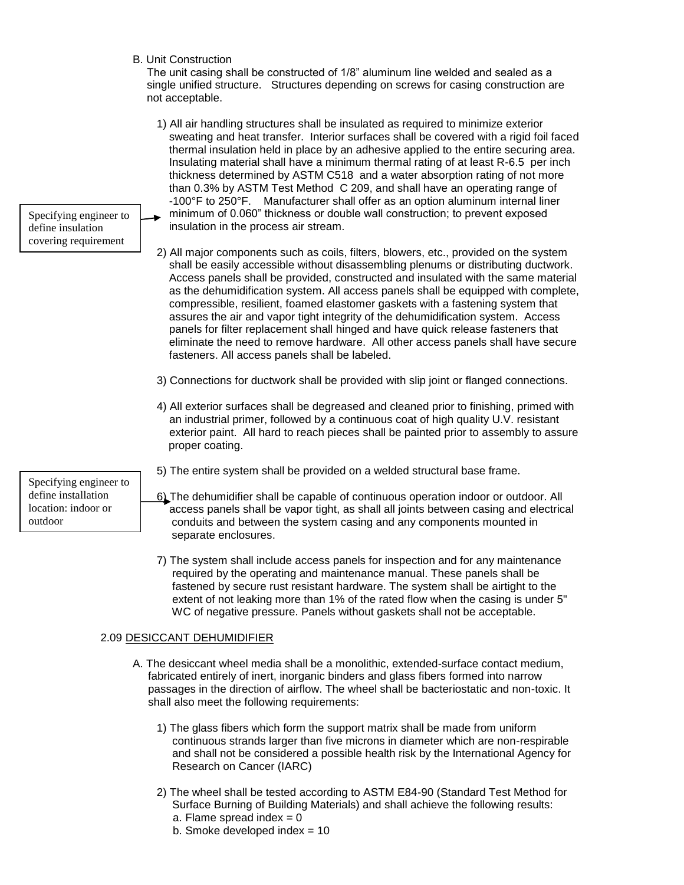B. Unit Construction

The unit casing shall be constructed of 1/8” aluminum line welded and sealed as a single unified structure. Structures depending on screws for casing construction are not acceptable.

1) All air handling structures shall be insulated as required to minimize exterior sweating and heat transfer. Interior surfaces shall be covered with a rigid foil faced thermal insulation held in place by an adhesive applied to the entire securing area. Insulating material shall have a minimum thermal rating of at least R-6.5 per inch thickness determined by ASTM C518 and a water absorption rating of not more than 0.3% by ASTM Test Method C 209, and shall have an operating range of -100°F to 250°F. Manufacturer shall offer as an option aluminum internal liner minimum of 0.060” thickness or double wall construction; to prevent exposed insulation in the process air stream.

> Specifying engineer to define insulation covering requirement

2) All major components such as coils, filters, blowers, etc., provided on the system shall be easily accessible without disassembling plenums or distributing ductwork. Access panels shall be provided, constructed and insulated with the same material as the dehumidification system. All access panels shall be equipped with complete, compressible, resilient, foamed elastomer gaskets with a fastening system that assures the air and vapor tight integrity of the dehumidification system. Access panels for filter replacement shall hinged and have quick release fasteners that eliminate the need to remove hardware. All other access panels shall have secure fasteners. All access panels shall be labeled.

3) Connections for ductwork shall be provided with slip joint or flanged connections.

4) All exterior surfaces shall be degreased and cleaned prior to finishing, primed with an industrial primer, followed by a continuous coat of high quality U.V. resistant exterior paint. All hard to reach pieces shall be painted prior to assembly to assure proper coating.

5) The entire system shall be provided on a welded structural base frame.

> Specifying engineer to define installation location: indoor or outdoor

6) The dehumidifier shall be capable of continuous operation indoor or outdoor. All access panels shall be vapor tight, as shall all joints between casing and electrical conduits and between the system casing and any components mounted in separate enclosures.

7) The system shall include access panels for inspection and for any maintenance required by the operating and maintenance manual. These panels shall be fastened by secure rust resistant hardware. The system shall be airtight to the extent of not leaking more than 1% of the rated flow when the casing is under 5" WC of negative pressure. Panels without gaskets shall not be acceptable.

2.09 DESICCANT DEHUMIDIFIER

A. The desiccant wheel media shall be a monolithic, extended-surface contact medium, fabricated entirely of inert, inorganic binders and glass fibers formed into narrow passages in the direction of airflow. The wheel shall be bacteriostatic and non-toxic. It shall also meet the following requirements:

1) The glass fibers which form the support matrix shall be made from uniform continuous strands larger than five microns in diameter which are non-respirable and shall not be considered a possible health risk by the International Agency for Research on Cancer (IARC)

2) The wheel shall be tested according to ASTM E84-90 (Standard Test Method for Surface Burning of Building Materials) and shall achieve the following results:
   a. Flame spread index = 0
   b. Smoke developed index = 10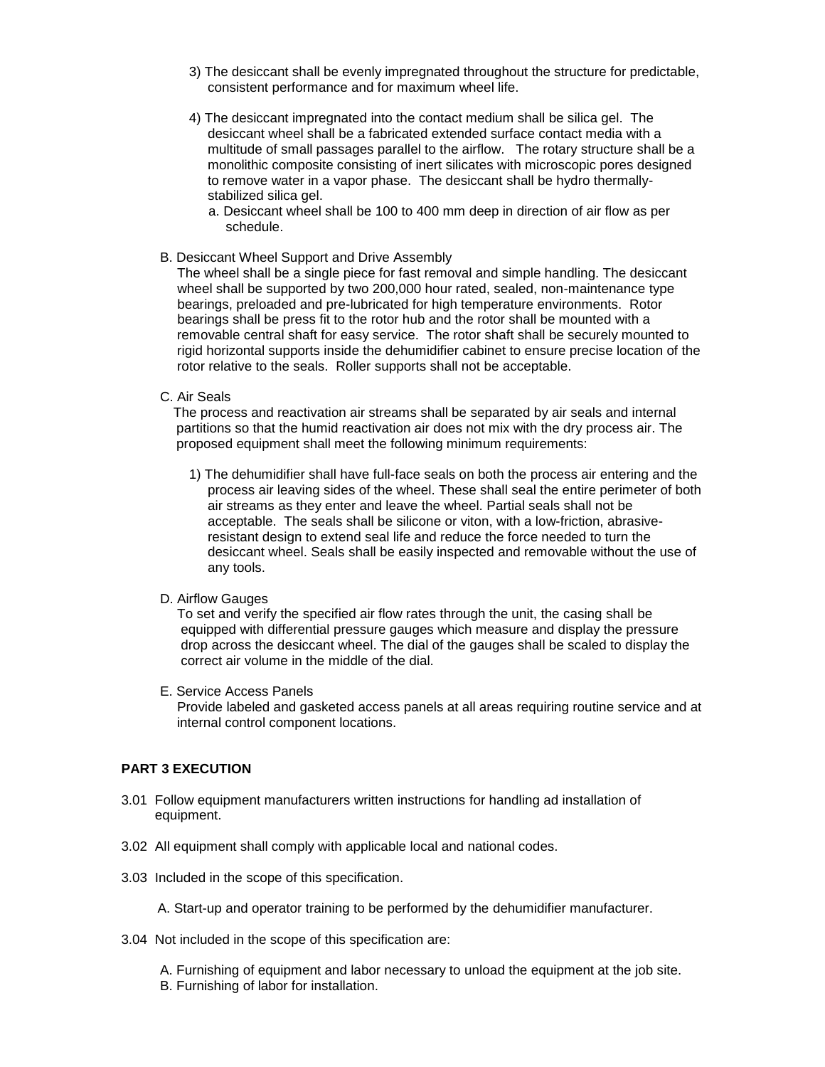3) The desiccant shall be evenly impregnated throughout the structure for predictable, consistent performance and for maximum wheel life.

4) The desiccant impregnated into the contact medium shall be silica gel. The desiccant wheel shall be a fabricated extended surface contact media with a multitude of small passages parallel to the airflow. The rotary structure shall be a monolithic composite consisting of inert silicates with microscopic pores designed to remove water in a vapor phase. The desiccant shall be hydro thermally-stabilized silica gel.

   a. Desiccant wheel shall be 100 to 400 mm deep in direction of air flow as per schedule.

B. Desiccant Wheel Support and Drive Assembly

The wheel shall be a single piece for fast removal and simple handling. The desiccant wheel shall be supported by two 200,000 hour rated, sealed, non-maintenance type bearings, preloaded and pre-lubricated for high temperature environments. Rotor bearings shall be press fit to the rotor hub and the rotor shall be mounted with a removable central shaft for easy service. The rotor shaft shall be securely mounted to rigid horizontal supports inside the dehumidifier cabinet to ensure precise location of the rotor relative to the seals. Roller supports shall not be acceptable.

C. Air Seals

The process and reactivation air streams shall be separated by air seals and internal partitions so that the humid reactivation air does not mix with the dry process air. The proposed equipment shall meet the following minimum requirements:

1) The dehumidifier shall have full-face seals on both the process air entering and the process air leaving sides of the wheel. These shall seal the entire perimeter of both air streams as they enter and leave the wheel. Partial seals shall not be acceptable. The seals shall be silicone or viton, with a low-friction, abrasive-resistant design to extend seal life and reduce the force needed to turn the desiccant wheel. Seals shall be easily inspected and removable without the use of any tools.

D. Airflow Gauges

To set and verify the specified air flow rates through the unit, the casing shall be equipped with differential pressure gauges which measure and display the pressure drop across the desiccant wheel. The dial of the gauges shall be scaled to display the correct air volume in the middle of the dial.

E. Service Access Panels

Provide labeled and gasketed access panels at all areas requiring routine service and at internal control component locations.

**PART 3 EXECUTION**

3.01 Follow equipment manufacturers written instructions for handling ad installation of equipment.

3.02 All equipment shall comply with applicable local and national codes.

3.03 Included in the scope of this specification.

A. Start-up and operator training to be performed by the dehumidifier manufacturer.

3.04 Not included in the scope of this specification are:

A. Furnishing of equipment and labor necessary to unload the equipment at the job site.
B. Furnishing of labor for installation.